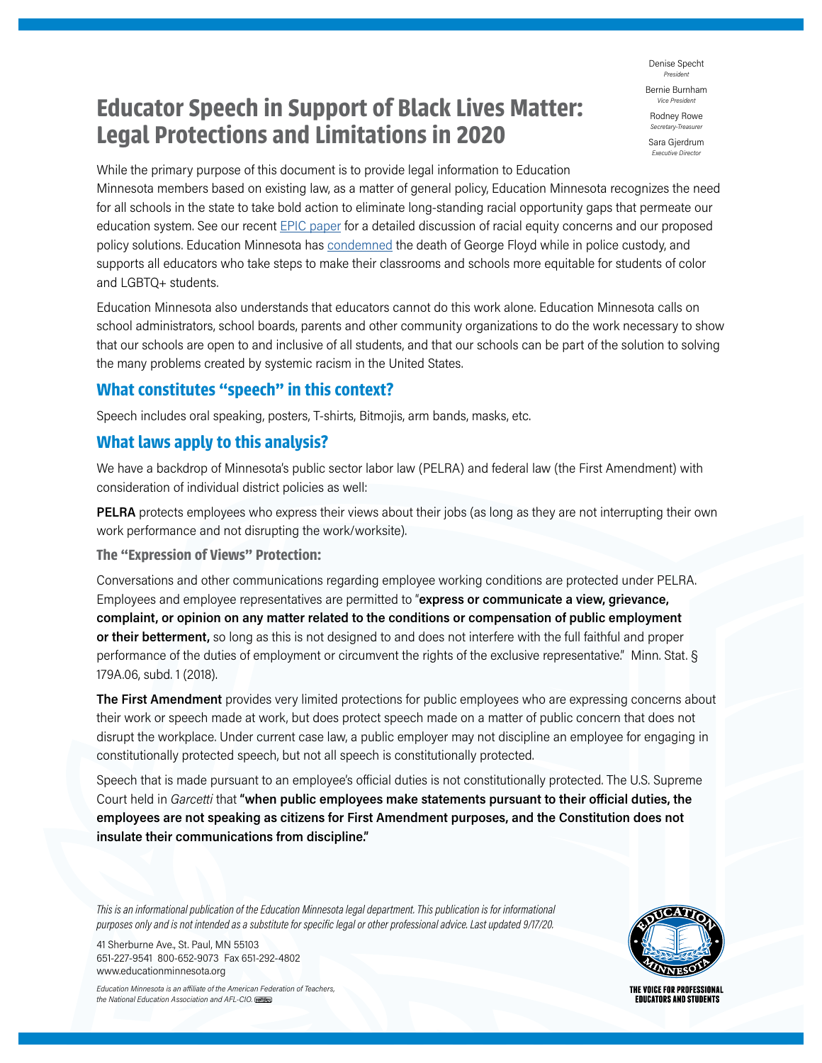Denise Specht
*President*

Bernie Burnham
*Vice President*

Rodney Rowe
*Secretary-Treasurer*

Sara Gjerdrum
*Executive Director*

# Educator Speech in Support of Black Lives Matter: Legal Protections and Limitations in 2020

While the primary purpose of this document is to provide legal information to Education Minnesota members based on existing law, as a matter of general policy, Education Minnesota recognizes the need for all schools in the state to take bold action to eliminate long-standing racial opportunity gaps that permeate our education system. See our recent EPIC paper for a detailed discussion of racial equity concerns and our proposed policy solutions. Education Minnesota has condemned the death of George Floyd while in police custody, and supports all educators who take steps to make their classrooms and schools more equitable for students of color and LGBTQ+ students.

Education Minnesota also understands that educators cannot do this work alone. Education Minnesota calls on school administrators, school boards, parents and other community organizations to do the work necessary to show that our schools are open to and inclusive of all students, and that our schools can be part of the solution to solving the many problems created by systemic racism in the United States.

## What constitutes "speech" in this context?

Speech includes oral speaking, posters, T-shirts, Bitmojis, arm bands, masks, etc.

## What laws apply to this analysis?

We have a backdrop of Minnesota's public sector labor law (PELRA) and federal law (the First Amendment) with consideration of individual district policies as well:

**PELRA** protects employees who express their views about their jobs (as long as they are not interrupting their own work performance and not disrupting the work/worksite).

### The "Expression of Views" Protection:

Conversations and other communications regarding employee working conditions are protected under PELRA. Employees and employee representatives are permitted to "**express or communicate a view, grievance, complaint, or opinion on any matter related to the conditions or compensation of public employment or their betterment,** so long as this is not designed to and does not interfere with the full faithful and proper performance of the duties of employment or circumvent the rights of the exclusive representative." Minn. Stat. § 179A.06, subd. 1 (2018).

**The First Amendment** provides very limited protections for public employees who are expressing concerns about their work or speech made at work, but does protect speech made on a matter of public concern that does not disrupt the workplace. Under current case law, a public employer may not discipline an employee for engaging in constitutionally protected speech, but not all speech is constitutionally protected.

Speech that is made pursuant to an employee's official duties is not constitutionally protected. The U.S. Supreme Court held in *Garcetti* that **"when public employees make statements pursuant to their official duties, the employees are not speaking as citizens for First Amendment purposes, and the Constitution does not insulate their communications from discipline."**

*This is an informational publication of the Education Minnesota legal department. This publication is for informational purposes only and is not intended as a substitute for specific legal or other professional advice. Last updated 9/17/20.*

41 Sherburne Ave., St. Paul, MN 55103
651-227-9541 800-652-9073 Fax 651-292-4802
www.educationminnesota.org

*Education Minnesota is an affiliate of the American Federation of Teachers, the National Education Association and AFL-CIO.*

THE VOICE FOR PROFESSIONAL EDUCATORS AND STUDENTS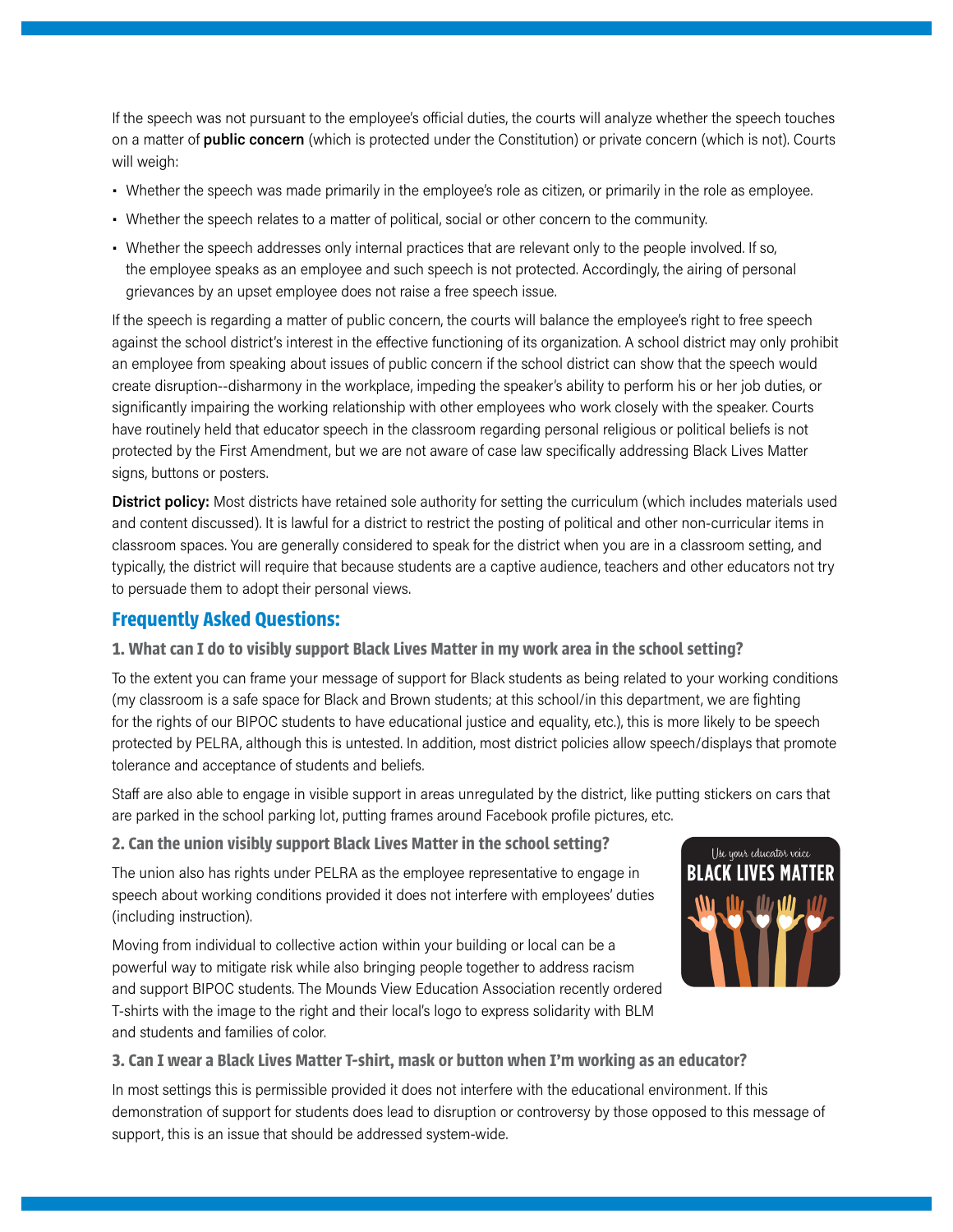If the speech was not pursuant to the employee's official duties, the courts will analyze whether the speech touches on a matter of **public concern** (which is protected under the Constitution) or private concern (which is not). Courts will weigh:

- Whether the speech was made primarily in the employee's role as citizen, or primarily in the role as employee.
- Whether the speech relates to a matter of political, social or other concern to the community.
- Whether the speech addresses only internal practices that are relevant only to the people involved. If so, the employee speaks as an employee and such speech is not protected. Accordingly, the airing of personal grievances by an upset employee does not raise a free speech issue.

If the speech is regarding a matter of public concern, the courts will balance the employee's right to free speech against the school district's interest in the effective functioning of its organization. A school district may only prohibit an employee from speaking about issues of public concern if the school district can show that the speech would create disruption--disharmony in the workplace, impeding the speaker's ability to perform his or her job duties, or significantly impairing the working relationship with other employees who work closely with the speaker. Courts have routinely held that educator speech in the classroom regarding personal religious or political beliefs is not protected by the First Amendment, but we are not aware of case law specifically addressing Black Lives Matter signs, buttons or posters.

**District policy:** Most districts have retained sole authority for setting the curriculum (which includes materials used and content discussed). It is lawful for a district to restrict the posting of political and other non-curricular items in classroom spaces. You are generally considered to speak for the district when you are in a classroom setting, and typically, the district will require that because students are a captive audience, teachers and other educators not try to persuade them to adopt their personal views.

## Frequently Asked Questions:

### 1. What can I do to visibly support Black Lives Matter in my work area in the school setting?

To the extent you can frame your message of support for Black students as being related to your working conditions (my classroom is a safe space for Black and Brown students; at this school/in this department, we are fighting for the rights of our BIPOC students to have educational justice and equality, etc.), this is more likely to be speech protected by PELRA, although this is untested. In addition, most district policies allow speech/displays that promote tolerance and acceptance of students and beliefs.

Staff are also able to engage in visible support in areas unregulated by the district, like putting stickers on cars that are parked in the school parking lot, putting frames around Facebook profile pictures, etc.

### 2. Can the union visibly support Black Lives Matter in the school setting?

The union also has rights under PELRA as the employee representative to engage in speech about working conditions provided it does not interfere with employees' duties (including instruction).

Moving from individual to collective action within your building or local can be a powerful way to mitigate risk while also bringing people together to address racism and support BIPOC students. The Mounds View Education Association recently ordered T-shirts with the image to the right and their local's logo to express solidarity with BLM and students and families of color.

### 3. Can I wear a Black Lives Matter T-shirt, mask or button when I'm working as an educator?

In most settings this is permissible provided it does not interfere with the educational environment. If this demonstration of support for students does lead to disruption or controversy by those opposed to this message of support, this is an issue that should be addressed system-wide.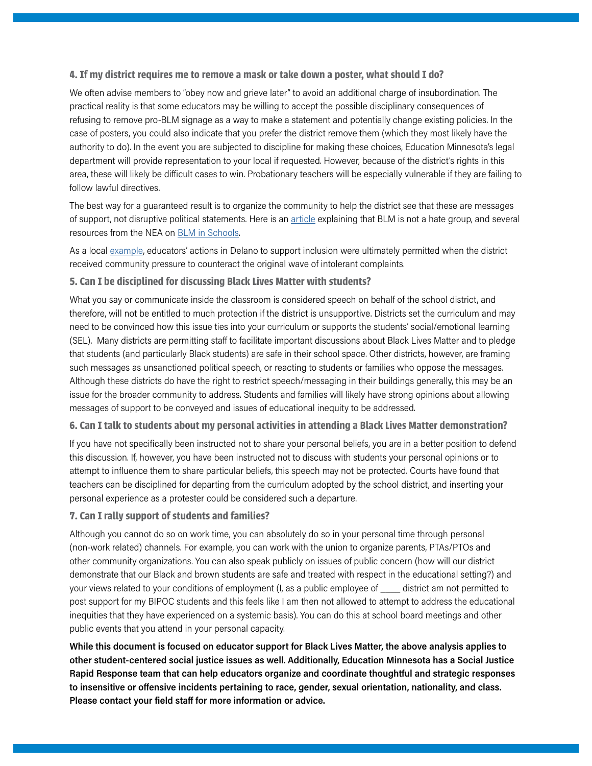### 4. If my district requires me to remove a mask or take down a poster, what should I do?

We often advise members to "obey now and grieve later" to avoid an additional charge of insubordination. The practical reality is that some educators may be willing to accept the possible disciplinary consequences of refusing to remove pro-BLM signage as a way to make a statement and potentially change existing policies. In the case of posters, you could also indicate that you prefer the district remove them (which they most likely have the authority to do). In the event you are subjected to discipline for making these choices, Education Minnesota's legal department will provide representation to your local if requested. However, because of the district's rights in this area, these will likely be difficult cases to win. Probationary teachers will be especially vulnerable if they are failing to follow lawful directives.

The best way for a guaranteed result is to organize the community to help the district see that these are messages of support, not disruptive political statements. Here is an article explaining that BLM is not a hate group, and several resources from the NEA on BLM in Schools.

As a local example, educators' actions in Delano to support inclusion were ultimately permitted when the district received community pressure to counteract the original wave of intolerant complaints.

### 5. Can I be disciplined for discussing Black Lives Matter with students?

What you say or communicate inside the classroom is considered speech on behalf of the school district, and therefore, will not be entitled to much protection if the district is unsupportive. Districts set the curriculum and may need to be convinced how this issue ties into your curriculum or supports the students' social/emotional learning (SEL). Many districts are permitting staff to facilitate important discussions about Black Lives Matter and to pledge that students (and particularly Black students) are safe in their school space. Other districts, however, are framing such messages as unsanctioned political speech, or reacting to students or families who oppose the messages. Although these districts do have the right to restrict speech/messaging in their buildings generally, this may be an issue for the broader community to address. Students and families will likely have strong opinions about allowing messages of support to be conveyed and issues of educational inequity to be addressed.

### 6. Can I talk to students about my personal activities in attending a Black Lives Matter demonstration?

If you have not specifically been instructed not to share your personal beliefs, you are in a better position to defend this discussion. If, however, you have been instructed not to discuss with students your personal opinions or to attempt to influence them to share particular beliefs, this speech may not be protected. Courts have found that teachers can be disciplined for departing from the curriculum adopted by the school district, and inserting your personal experience as a protester could be considered such a departure.

### 7. Can I rally support of students and families?

Although you cannot do so on work time, you can absolutely do so in your personal time through personal (non-work related) channels. For example, you can work with the union to organize parents, PTAs/PTOs and other community organizations. You can also speak publicly on issues of public concern (how will our district demonstrate that our Black and brown students are safe and treated with respect in the educational setting?) and your views related to your conditions of employment (I, as a public employee of _____ district am not permitted to post support for my BIPOC students and this feels like I am then not allowed to attempt to address the educational inequities that they have experienced on a systemic basis). You can do this at school board meetings and other public events that you attend in your personal capacity.

**While this document is focused on educator support for Black Lives Matter, the above analysis applies to other student-centered social justice issues as well. Additionally, Education Minnesota has a Social Justice Rapid Response team that can help educators organize and coordinate thoughtful and strategic responses to insensitive or offensive incidents pertaining to race, gender, sexual orientation, nationality, and class. Please contact your field staff for more information or advice.**